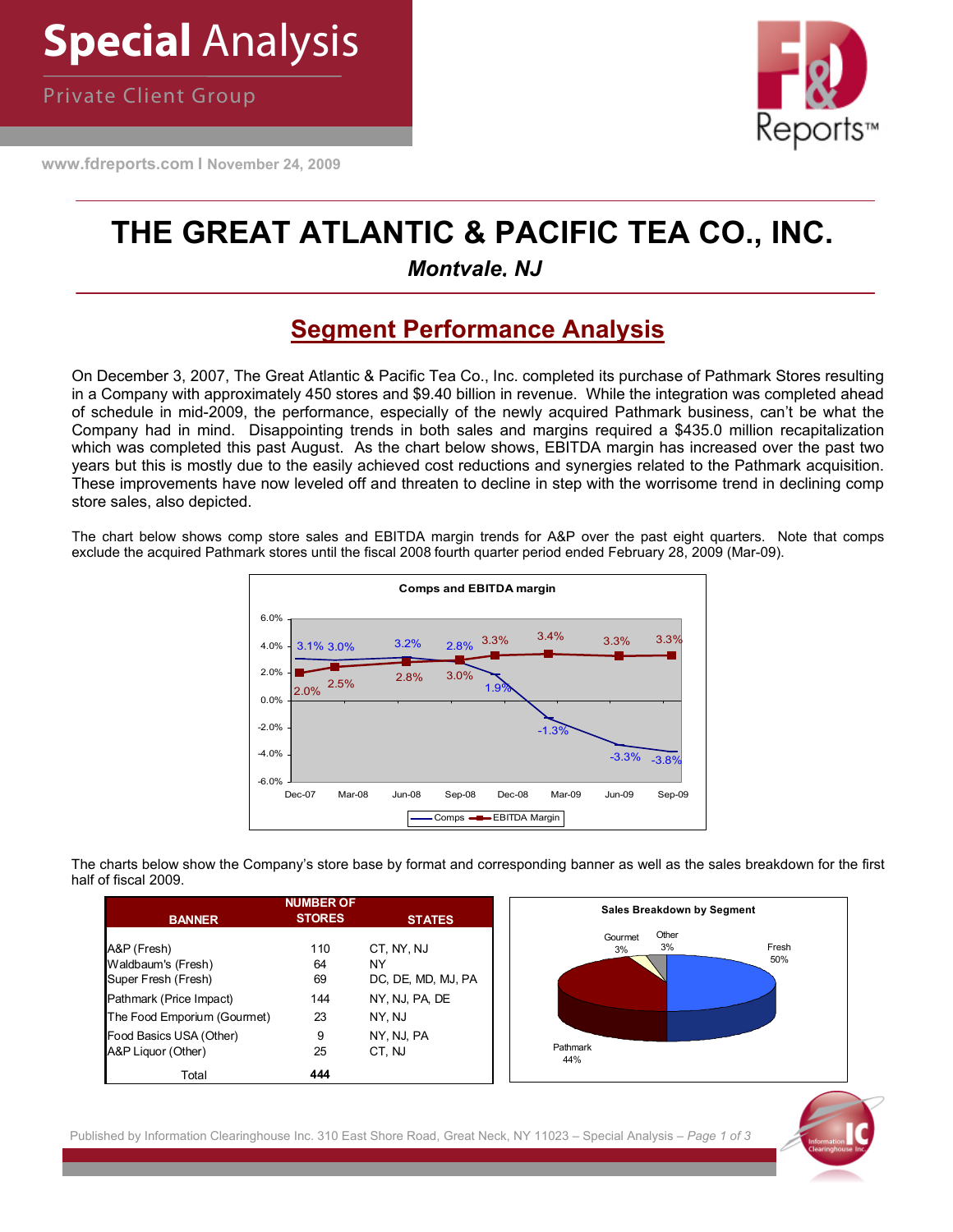**Special Analysis**

Private Client Group

www.fdreports.com | November 24, 2009

# THE GREAT ATLANTIC & PACIFIC TEA CO., INC.

*Montvale. NJ*

## Segment Performance Analysis

On December 3, 2007, The Great Atlantic & Pacific Tea Co., Inc. completed its purchase of Pathmark Stores resulting in a Company with approximately 450 stores and $9.40 billion in revenue. While the integration was completed ahead of schedule in mid-2009, the performance, especially of the newly acquired Pathmark business, can't be what the Company had in mind. Disappointing trends in both sales and margins required a $435.0 million recapitalization which was completed this past August. As the chart below shows, EBITDA margin has increased over the past two years but this is mostly due to the easily achieved cost reductions and synergies related to the Pathmark acquisition. These improvements have now leveled off and threaten to decline in step with the worrisome trend in declining comp store sales, also depicted.

The chart below shows comp store sales and EBITDA margin trends for A&P over the past eight quarters. Note that comps exclude the acquired Pathmark stores until the fiscal 2008 fourth quarter period ended February 28, 2009 (Mar-09).

**Comps and EBITDA margin**

| | Dec-07 | Mar-08 | Jun-08 | Sep-08 | Dec-08 | Mar-09 | Jun-09 | Sep-09 |
|---|---|---|---|---|---|---|---|---|
| Comps | 3.1% | 3.0% | 3.2% | 2.8% | 1.9% | -1.3% | -3.3% | -3.8% |
| EBITDA Margin | 2.0% | 2.5% | 2.8% | 3.0% | 3.3% | 3.4% | 3.3% | 3.3% |

The charts below show the Company's store base by format and corresponding banner as well as the sales breakdown for the first half of fiscal 2009.

| BANNER | NUMBER OF STORES | STATES |
|---|---|---|
| A&P (Fresh) | 110 | CT, NY, NJ |
| Waldbaum's (Fresh) | 64 | NY |
| Super Fresh (Fresh) | 69 | DC, DE, MD, MJ, PA |
| Pathmark (Price Impact) | 144 | NY, NJ, PA, DE |
| The Food Emporium (Gourmet) | 23 | NY, NJ |
| Food Basics USA (Other) | 9 | NY, NJ, PA |
| A&P Liquor (Other) | 25 | CT, NJ |
| Total | **444** | |

**Sales Breakdown by Segment**

| Segment | Share |
|---|---|
| Fresh | 50% |
| Pathmark | 44% |
| Gourmet | 3% |
| Other | 3% |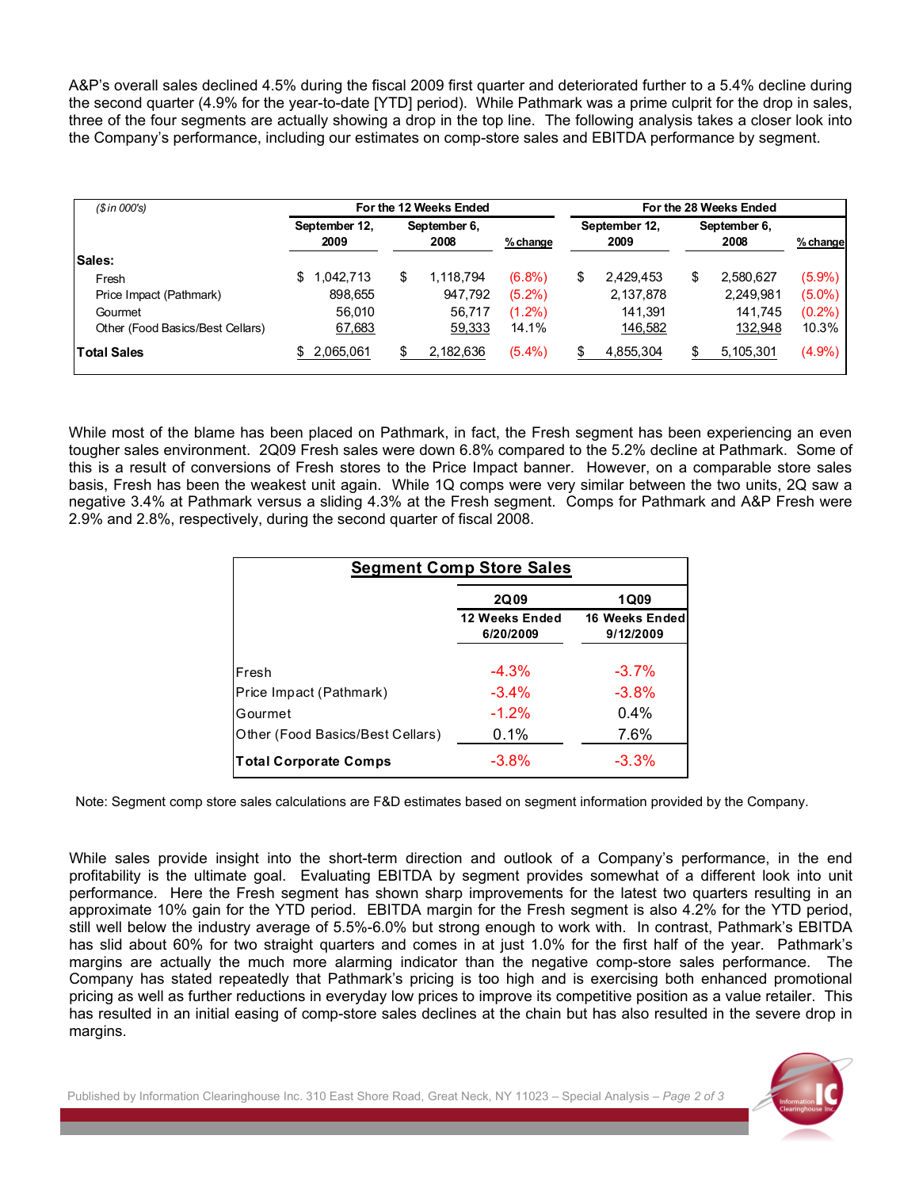A&P's overall sales declined 4.5% during the fiscal 2009 first quarter and deteriorated further to a 5.4% decline during the second quarter (4.9% for the year-to-date [YTD] period). While Pathmark was a prime culprit for the drop in sales, three of the four segments are actually showing a drop in the top line. The following analysis takes a closer look into the Company's performance, including our estimates on comp-store sales and EBITDA performance by segment.

| ($ in 000's) | For the 12 Weeks Ended | | | For the 28 Weeks Ended | | |
|---|---|---|---|---|---|---|
| | September 12, 2009 | September 6, 2008 | % change | September 12, 2009 | September 6, 2008 | % change |
| **Sales:** | | | | | | |
| Fresh | $ 1,042,713 | $ 1,118,794 | (6.8%) | $ 2,429,453 | $ 2,580,627 | (5.9%) |
| Price Impact (Pathmark) | 898,655 | 947,792 | (5.2%) | 2,137,878 | 2,249,981 | (5.0%) |
| Gourmet | 56,010 | 56,717 | (1.2%) | 141,391 | 141,745 | (0.2%) |
| Other (Food Basics/Best Cellars) | 67,683 | 59,333 | 14.1% | 146,582 | 132,948 | 10.3% |
| **Total Sales** | $ 2,065,061 | $ 2,182,636 | (5.4%) | $ 4,855,304 | $ 5,105,301 | (4.9%) |

While most of the blame has been placed on Pathmark, in fact, the Fresh segment has been experiencing an even tougher sales environment. 2Q09 Fresh sales were down 6.8% compared to the 5.2% decline at Pathmark. Some of this is a result of conversions of Fresh stores to the Price Impact banner. However, on a comparable store sales basis, Fresh has been the weakest unit again. While 1Q comps were very similar between the two units, 2Q saw a negative 3.4% at Pathmark versus a sliding 4.3% at the Fresh segment. Comps for Pathmark and A&P Fresh were 2.9% and 2.8%, respectively, during the second quarter of fiscal 2008.

**Segment Comp Store Sales**

| | 2Q09<br>12 Weeks Ended<br>6/20/2009 | 1Q09<br>16 Weeks Ended<br>9/12/2009 |
|---|---|---|
| Fresh | -4.3% | -3.7% |
| Price Impact (Pathmark) | -3.4% | -3.8% |
| Gourmet | -1.2% | 0.4% |
| Other (Food Basics/Best Cellars) | 0.1% | 7.6% |
| **Total Corporate Comps** | -3.8% | -3.3% |

Note: Segment comp store sales calculations are F&D estimates based on segment information provided by the Company.

While sales provide insight into the short-term direction and outlook of a Company's performance, in the end profitability is the ultimate goal. Evaluating EBITDA by segment provides somewhat of a different look into unit performance. Here the Fresh segment has shown sharp improvements for the latest two quarters resulting in an approximate 10% gain for the YTD period. EBITDA margin for the Fresh segment is also 4.2% for the YTD period, still well below the industry average of 5.5%-6.0% but strong enough to work with. In contrast, Pathmark's EBITDA has slid about 60% for two straight quarters and comes in at just 1.0% for the first half of the year. Pathmark's margins are actually the much more alarming indicator than the negative comp-store sales performance. The Company has stated repeatedly that Pathmark's pricing is too high and is exercising both enhanced promotional pricing as well as further reductions in everyday low prices to improve its competitive position as a value retailer. This has resulted in an initial easing of comp-store sales declines at the chain but has also resulted in the severe drop in margins.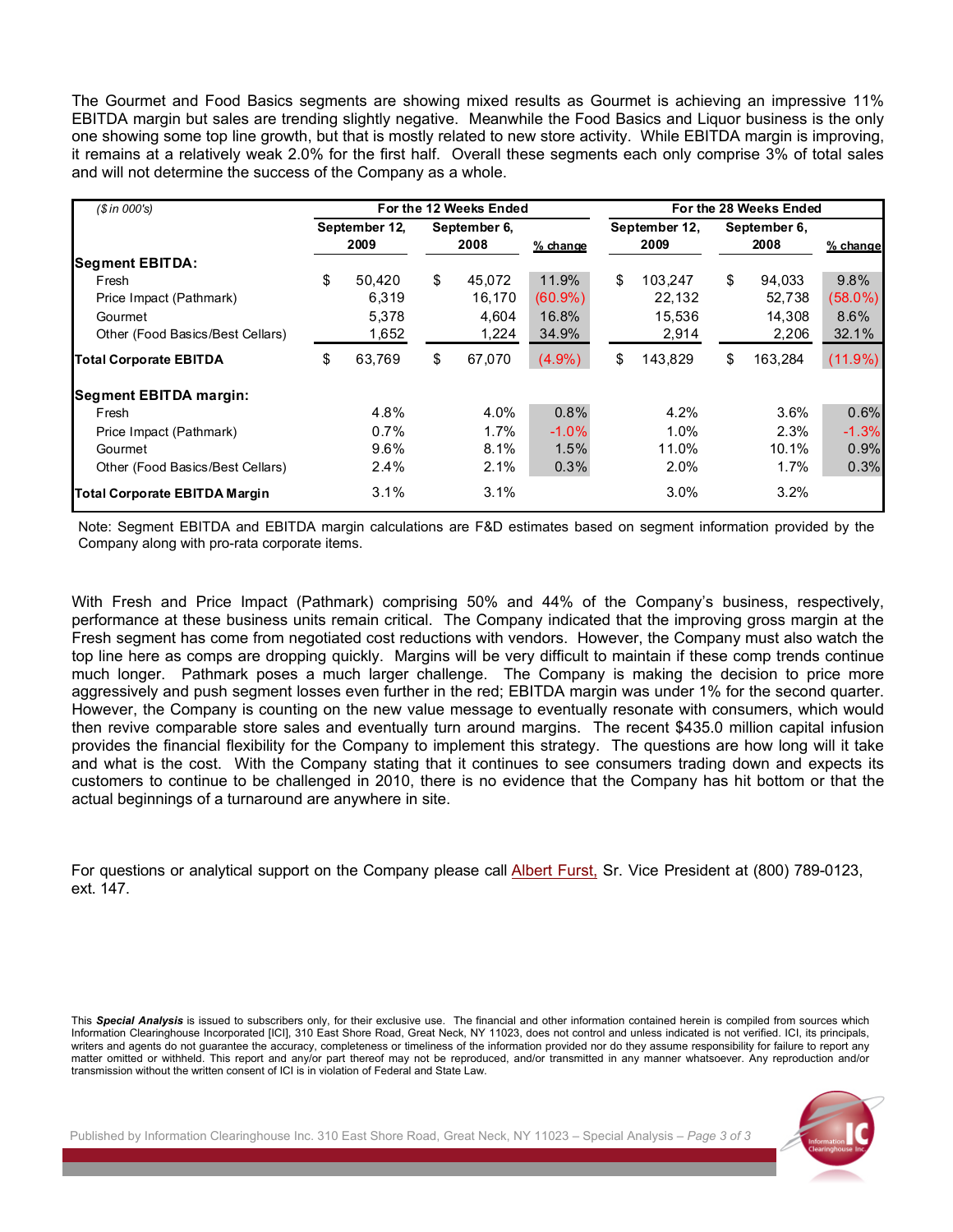The Gourmet and Food Basics segments are showing mixed results as Gourmet is achieving an impressive 11% EBITDA margin but sales are trending slightly negative. Meanwhile the Food Basics and Liquor business is the only one showing some top line growth, but that is mostly related to new store activity. While EBITDA margin is improving, it remains at a relatively weak 2.0% for the first half. Overall these segments each only comprise 3% of total sales and will not determine the success of the Company as a whole.

| *($ in 000's)* | For the 12 Weeks Ended | | | For the 28 Weeks Ended | | |
|---|---|---|---|---|---|---|
| | September 12, 2009 | September 6, 2008 | % change | September 12, 2009 | September 6, 2008 | % change |
| **Segment EBITDA:** | | | | | | |
| Fresh | $ 50,420 | $ 45,072 | 11.9% | $ 103,247 | $ 94,033 | 9.8% |
| Price Impact (Pathmark) | 6,319 | 16,170 | (60.9%) | 22,132 | 52,738 | (58.0%) |
| Gourmet | 5,378 | 4,604 | 16.8% | 15,536 | 14,308 | 8.6% |
| Other (Food Basics/Best Cellars) | 1,652 | 1,224 | 34.9% | 2,914 | 2,206 | 32.1% |
| **Total Corporate EBITDA** | $ 63,769 | $ 67,070 | (4.9%) | $ 143,829 | $ 163,284 | (11.9%) |
| **Segment EBITDA margin:** | | | | | | |
| Fresh | 4.8% | 4.0% | 0.8% | 4.2% | 3.6% | 0.6% |
| Price Impact (Pathmark) | 0.7% | 1.7% | -1.0% | 1.0% | 2.3% | -1.3% |
| Gourmet | 9.6% | 8.1% | 1.5% | 11.0% | 10.1% | 0.9% |
| Other (Food Basics/Best Cellars) | 2.4% | 2.1% | 0.3% | 2.0% | 1.7% | 0.3% |
| **Total Corporate EBITDA Margin** | 3.1% | 3.1% | | 3.0% | 3.2% | |

Note: Segment EBITDA and EBITDA margin calculations are F&D estimates based on segment information provided by the Company along with pro-rata corporate items.

With Fresh and Price Impact (Pathmark) comprising 50% and 44% of the Company's business, respectively, performance at these business units remain critical. The Company indicated that the improving gross margin at the Fresh segment has come from negotiated cost reductions with vendors. However, the Company must also watch the top line here as comps are dropping quickly. Margins will be very difficult to maintain if these comp trends continue much longer. Pathmark poses a much larger challenge. The Company is making the decision to price more aggressively and push segment losses even further in the red; EBITDA margin was under 1% for the second quarter. However, the Company is counting on the new value message to eventually resonate with consumers, which would then revive comparable store sales and eventually turn around margins. The recent $435.0 million capital infusion provides the financial flexibility for the Company to implement this strategy. The questions are how long will it take and what is the cost. With the Company stating that it continues to see consumers trading down and expects its customers to continue to be challenged in 2010, there is no evidence that the Company has hit bottom or that the actual beginnings of a turnaround are anywhere in site.

For questions or analytical support on the Company please call Albert Furst, Sr. Vice President at (800) 789-0123, ext. 147.

This ***Special Analysis*** is issued to subscribers only, for their exclusive use. The financial and other information contained herein is compiled from sources which Information Clearinghouse Incorporated [ICI], 310 East Shore Road, Great Neck, NY 11023, does not control and unless indicated is not verified. ICI, its principals, writers and agents do not guarantee the accuracy, completeness or timeliness of the information provided nor do they assume responsibility for failure to report any matter omitted or withheld. This report and any/or part thereof may not be reproduced, and/or transmitted in any manner whatsoever. Any reproduction and/or transmission without the written consent of ICI is in violation of Federal and State Law.